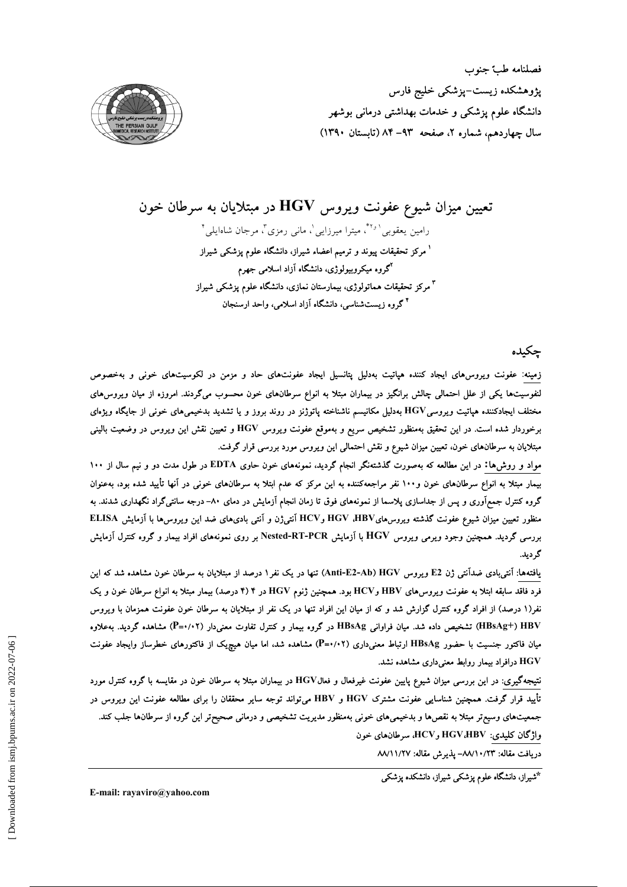فصلنامه طبّ جنوب
پژوهشکده زیست-پزشکی خلیج فارس
دانشگاه علوم پزشکی و خدمات بهداشتی درمانی بوشهر
سال چهاردهم، شماره ۲، صفحه ۹۳-۸۴ (تابستان ۱۳۹۰)

# تعیین میزان شیوع عفونت ویروس HGV در مبتلایان به سرطان خون

رامین یعقوبی[۱و۲*]، میترا میرزایی[۱]، مانی رمزی[۳]، مرجان شاه‌ایلی[۴]

[۱] مرکز تحقیقات پیوند و ترمیم اعضاء شیراز، دانشگاه علوم پزشکی شیراز

[۲] گروه میکروبیولوژی، دانشگاه آزاد اسلامی جهرم

[۳] مرکز تحقیقات هماتولوژی، بیمارستان نمازی، دانشگاه علوم پزشکی شیراز

[۴] گروه زیست‌شناسی، دانشگاه آزاد اسلامی، واحد ارسنجان

## چکیده

زمینه: عفونت ویروس‌های ایجاد کننده هپاتیت به‌دلیل پتانسیل ایجاد عفونت‌های حاد و مزمن در لکوسیت‌های خونی و به‌خصوص لنفوسیت‌ها یکی از علل احتمالی چالش برانگیز در بیماران مبتلا به انواع سرطان‌های خون محسوب می‌گردند. امروزه از میان ویروس‌های مختلف ایجادکننده هپاتیت ویروسی HGV به‌دلیل مکانیسم ناشناخته پاتوژنز در روند بروز و یا تشدید بدخیمی‌های خونی از جایگاه ویژه‌ای برخوردار شده است. در این تحقیق به‌منظور تشخیص سریع و به‌موقع عفونت ویروس HGV و تعیین نقش این ویروس در وضعیت بالینی مبتلایان به سرطان‌های خون، تعیین میزان شیوع و نقش احتمالی این ویروس مورد بررسی قرار گرفت.

مواد و روش‌ها: در این مطالعه که به‌صورت گذشته‌نگر انجام گردید، نمونه‌های خون حاوی EDTA در طول مدت دو و نیم سال از ۱۰۰ بیمار مبتلا به انواع سرطان‌های خون و ۱۰۰ نفر مراجعه‌کننده به این مرکز که عدم ابتلا به سرطان‌های خونی در آنها تأیید شده بود، به‌عنوان گروه کنترل جمع‌آوری و پس از جداسازی پلاسما از نمونه‌های فوق تا زمان انجام آزمایش در دمای ۸۰- درجه سانتی‌گراد نگهداری شدند. به منظور تعیین میزان شیوع عفونت گذشته ویروس‌های HBV، HGV و HCV آنتی‌ژن و آنتی بادی‌های ضد این ویروس‌ها با آزمایش ELISA بررسی گردید. همچنین وجود ویرمی ویروس HGV با آزمایش Nested-RT-PCR بر روی نمونه‌های افراد بیمار و گروه کنترل آزمایش گردید.

یافته‌ها: آنتی‌بادی ضدآنتی ژن E2 ویروس HGV (Anti-E2-Ab) تنها در یک نفر ۱ درصد از مبتلایان به سرطان خون مشاهده شد که این فرد فاقد سابقه ابتلا به عفونت ویروس‌های HBV و HCV بود. همچنین ژنوم HGV در ۴ (۴ درصد) بیمار مبتلا به انواع سرطان خون و یک نفر (۱ درصد) از افراد گروه کنترل گزارش شد و که از میان این افراد تنها در یک نفر از مبتلایان به سرطان خون عفونت همزمان با ویروس HBV (HBsAg+) تشخیص داده شد. میان فراوانی HBsAg در گروه بیمار و کنترل تفاوت معنی‌دار (P=۰/۰۲) مشاهده گردید. به‌علاوه میان فاکتور جنسیت با حضور HBsAg ارتباط معنی‌داری (P=۰/۰۲) مشاهده شد، اما میان هیچ‌یک از فاکتورهای خطرساز وایجاد عفونت HGV درافراد بیمار روابط معنی‌داری مشاهده نشد.

نتیجه‌گیری: در این بررسی میزان شیوع پایین عفونت غیرفعال و فعال HGV در بیماران مبتلا به سرطان خون در مقایسه با گروه کنترل مورد تأیید قرار گرفت. همچنین شناسایی عفونت مشترک HGV و HBV می‌تواند توجه سایر محققان را برای مطالعه عفونت این ویروس در جمعیت‌های وسیع‌تر مبتلا به نقص‌ها و بدخیمی‌های خونی به‌منظور مدیریت تشخیصی و درمانی صحیح‌تر این گروه از سرطان‌ها جلب کند.

واژگان کلیدی: HGV، HBV و HCV، سرطان‌های خون

دریافت مقاله: ۸۸/۱۰/۲۳- پذیرش مقاله: ۸۸/۱۱/۲۷

*شیراز، دانشگاه علوم پزشکی شیراز، دانشکده پزشکی

E-mail: rayaviro@yahoo.com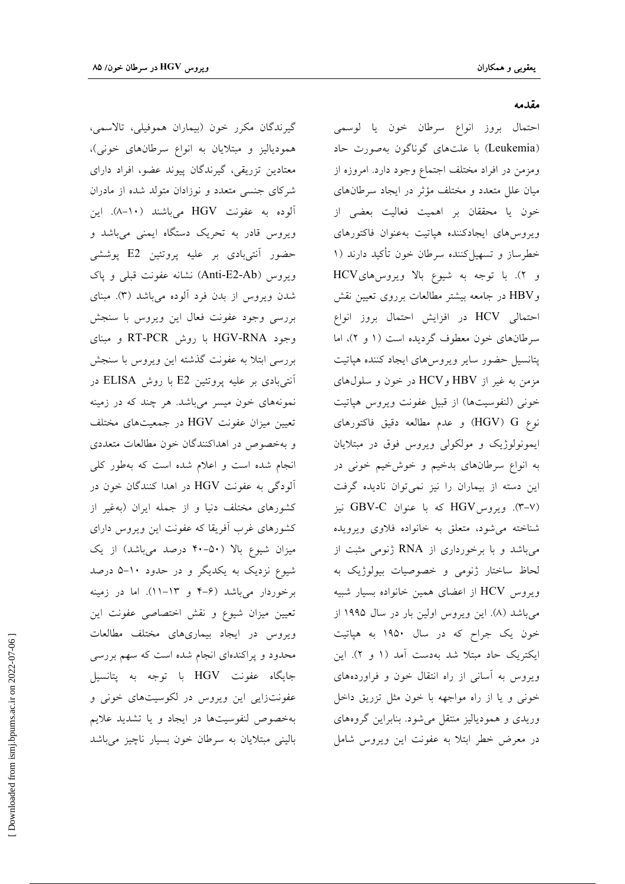## مقدمه

احتمال بروز انواع سرطان خون یا لوسمی (Leukemia) با علت‌های گوناگون به‌صورت حاد ومزمن در افراد مختلف اجتماع وجود دارد. امروزه از میان علل متعدد و مختلف مؤثر در ایجاد سرطان‌های خون یا محققان بر اهمیت فعالیت بعضی از ویروس‌های ایجادکننده هپاتیت به‌عنوان فاکتورهای خطرساز و تسهیل‌کننده سرطان خون تأکید دارند (۱ و ۲). با توجه به شیوع بالا ویروس‌هایHCV وHBV در جامعه بیشتر مطالعات برروی تعیین نقش احتمالی HCV در افزایش احتمال بروز انواع سرطان‌های خون معطوف گردیده است (۱ و ۲)، اما پتانسیل حضور سایر ویروس‌های ایجاد کننده هپاتیت مزمن به غیر از HBV وHCV در خون و سلول‌های خونی (لنفوسیت‌ها) از قبیل عفونت ویروس هپاتیت نوع G (HGV) و عدم مطالعه دقیق فاکتورهای ایمونولوژیک و مولکولی ویروس فوق در مبتلایان به انواع سرطان‌های بدخیم و خوش‌خیم خونی در این دسته از بیماران را نیز نمی‌توان نادیده گرفت (۷-۳). ویروسHGV که با عنوان GBV-C نیز شناخته می‌شود، متعلق به خانواده فلاوی ویرویده می‌باشد و با برخورداری از RNA ژنومی مثبت از لحاظ ساختار ژنومی و خصوصیات بیولوژیک به ویروس HCV از اعضای همین خانواده بسیار شبیه می‌باشد (۸). این ویروس اولین بار در سال ۱۹۹۵ از خون یک جراح که در سال ۱۹۵۰ به هپاتیت ایکتریک حاد مبتلا شد به‌دست آمد (۱ و ۲). این ویروس به آسانی از راه انتقال خون و فراورده‌های خونی و یا از راه مواجهه با خون مثل تزریق داخل وریدی و همودیالیز منتقل می‌شود. بنابراین گروه‌های در معرض خطر ابتلا به عفونت این ویروس شامل گیرندگان مکرر خون (بیماران هموفیلی، تالاسمی، همودیالیز و مبتلایان به انواع سرطان‌های خونی)، معتادین تزریقی، گیرندگان پیوند عضو، افراد دارای شرکای جنسی متعدد و نوزادان متولد شده از مادران آلوده به عفونت HGV می‌باشند (۱۰-۸). این ویروس قادر به تحریک دستگاه ایمنی می‌باشد و حضور آنتی‌بادی بر علیه پروتئین E2 پوششی ویروس (Anti-E2-Ab) نشانه عفونت قبلی و پاک شدن ویروس از بدن فرد آلوده می‌باشد (۳). مبنای بررسی وجود عفونت فعال این ویروس با سنجش وجود HGV-RNA با روش RT-PCR و مبنای بررسی ابتلا به عفونت گذشته این ویروس با سنجش آنتی‌بادی بر علیه پروتئین E2 با روش ELISA در نمونه‌های خون میسر می‌باشد. هر چند که در زمینه تعیین میزان عفونت HGV در جمعیت‌های مختلف و به‌خصوص در اهداکنندگان خون مطالعات متعددی انجام شده است و اعلام شده است که به‌طور کلی آلودگی به عفونت HGV در اهدا کنندگان خون در کشورهای مختلف دنیا و از جمله ایران (به‌غیر از کشورهای غرب آفریقا که عفونت این ویروس دارای میزان شیوع بالا (۵۰-۴۰ درصد می‌باشد) از یک شیوع نزدیک به یکدیگر و در حدود ۱۰-۵ درصد برخوردار می‌باشد (۶-۴ و ۱۳-۱۱). اما در زمینه تعیین میزان شیوع و نقش اختصاصی عفونت این ویروس در ایجاد بیماری‌های مختلف مطالعات محدود و پراکنده‌ای انجام شده است که سهم بررسی جایگاه عفونت HGV با توجه به پتانسیل عفونت‌زایی این ویروس در لکوسیت‌های خونی و به‌خصوص لنفوسیت‌ها در ایجاد و یا تشدید علایم بالینی مبتلایان به سرطان خون بسیار ناچیز می‌باشد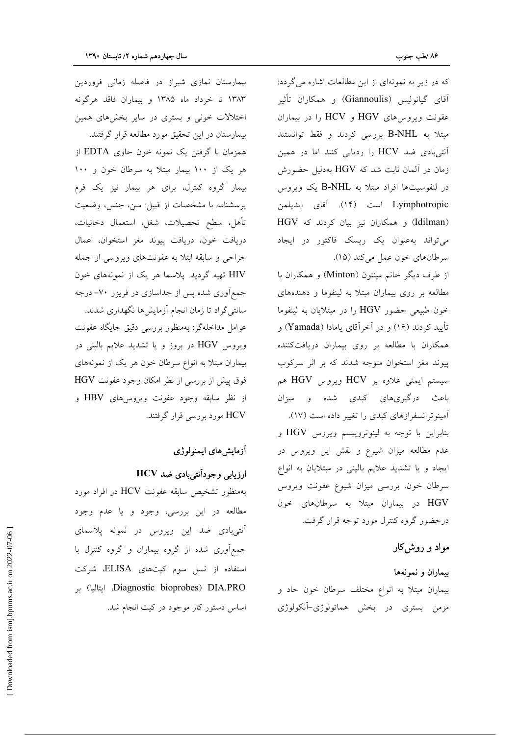که در زیر به نمونه‌ای از این مطالعات اشاره می‌گردد: آقای گیانولیس (Giannoulis) و همکاران تأثیر عفونت ویروس‌های HGV و HCV را در بیماران مبتلا به B-NHL بررسی کردند و فقط توانستند آنتی‌بادی ضد HCV را ردیابی کنند اما در همین زمان در آلمان ثابت شد که HGV به‌دلیل حضورش در لنفوسیت‌ها افراد مبتلا به B-NHL یک ویروس Lymphotropic است (۱۴). آقای ایدیلمن (Idilman) و همکاران نیز بیان کردند که HGV می‌تواند به‌عنوان یک ریسک فاکتور در ایجاد سرطان‌های خون عمل می‌کند (۱۵).

از طرف دیگر خانم مینتون (Minton) و همکاران با مطالعه بر روی بیماران مبتلا به لینفوما و دهنده‌های خون طبیعی حضور HGV را در مبتلایان به لینفوما تأیید کردند (۱۶) و در آخرآقای یامادا (Yamada) و همکاران با مطالعه بر روی بیماران دریافت‌کننده پیوند مغز استخوان متوجه شدند که بر اثر سرکوب سیستم ایمنی علاوه بر HCV ویروس HGV هم باعث درگیری‌های کبدی شده و میزان آمینوترانسفرازهای کبدی را تغییر داده است (۱۷).

بنابراین با توجه به لینوتروپیسم ویروس HGV و عدم مطالعه میزان شیوع و نقش این ویروس در ایجاد و یا تشدید علایم بالینی در مبتلایان به انواع سرطان خون، بررسی میزان شیوع عفونت ویروس HGV در بیماران مبتلا به سرطان‌های خون درحضور گروه کنترل مورد توجه قرار گرفت.

## مواد و روش‌کار

### بیماران و نمونه‌ها

بیماران مبتلا به انواع مختلف سرطان خون حاد و مزمن بستری در بخش هماتولوژی-آنکولوژی بیمارستان نمازی شیراز در فاصله زمانی فروردین ۱۳۸۳ تا خرداد ماه ۱۳۸۵ و بیماران فاقد هرگونه اختلالات خونی و بستری در سایر بخش‌های همین بیمارستان در این تحقیق مورد مطالعه قرار گرفتند.

همزمان با گرفتن یک نمونه خون حاوی EDTA از هر یک از ۱۰۰ بیمار مبتلا به سرطان خون و ۱۰۰ بیمار گروه کنترل، برای هر بیمار نیز یک فرم پرسشنامه با مشخصات از قبیل: سن، جنس، وضعیت تأهل، سطح تحصیلات، شغل، استعمال دخانیات، دریافت خون، دریافت پیوند مغز استخوان، اعمال جراحی و سابقه ابتلا به عفونت‌های ویروسی از جمله HIV تهیه گردید. پلاسما هر یک از نمونه‌های خون جمع‌آوری شده پس از جداسازی در فریزر ۷۰- درجه سانتی‌گراد تا زمان انجام آزمایش‌ها نگهداری شدند.

عوامل مداخله‌گر: به‌منظور بررسی دقیق جایگاه عفونت ویروس HGV در بروز و یا تشدید علایم بالینی در بیماران مبتلا به انواع سرطان خون هر یک از نمونه‌های فوق پیش از بررسی از نظر امکان وجود عفونت HGV از نظر سابقه وجود عفونت ویروس‌های HBV و HCV مورد بررسی قرار گرفتند.

### آزمایش‌های ایمنولوژی

#### ارزیابی وجودآنتی‌بادی ضد HCV

به‌منظور تشخیص سابقه عفونت HCV در افراد مورد مطالعه در این بررسی، وجود و یا عدم وجود آنتی‌بادی ضد این ویروس در نمونه پلاسمای جمع‌آوری شده از گروه بیماران و گروه کنترل با استفاده از نسل سوم کیت‌های ELISA، شرکت DIA.PRO (Diagnostic bioprobes، ایتالیا) بر اساس دستور کار موجود در کیت انجام شد.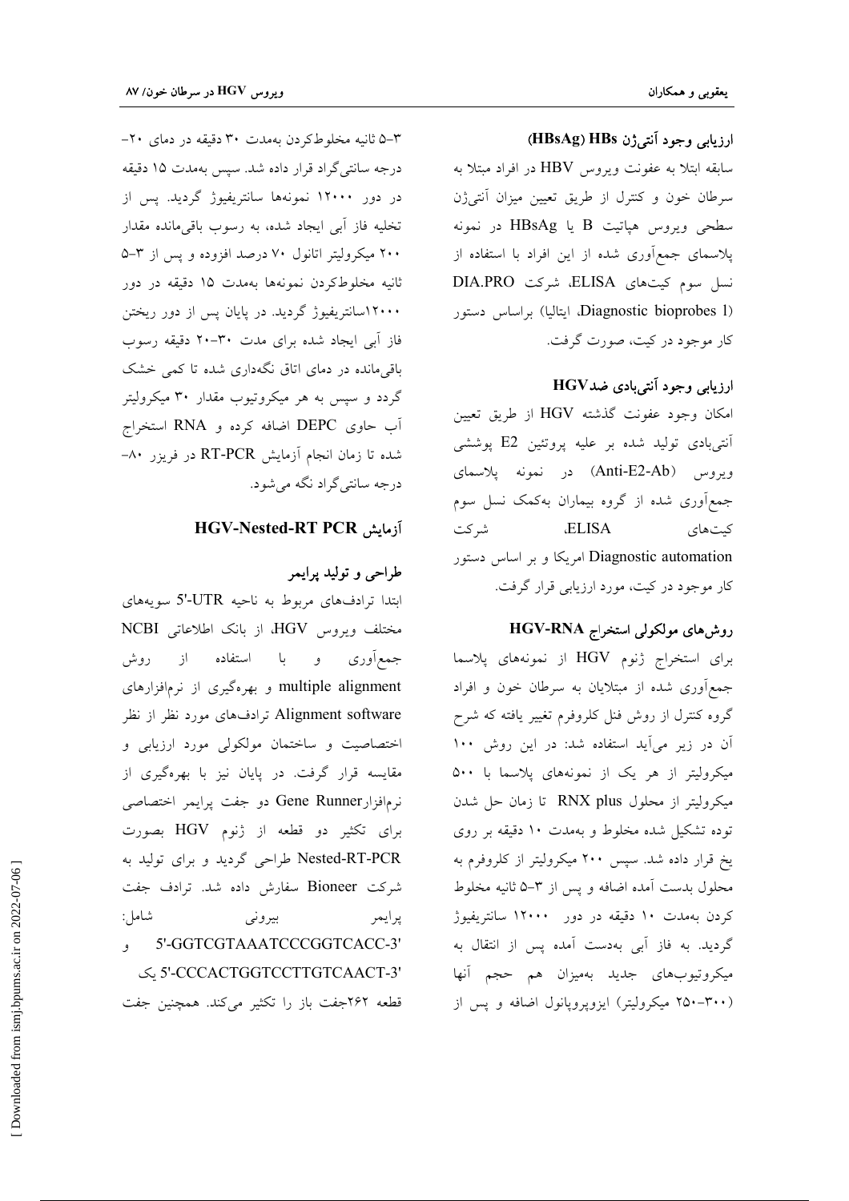### ارزیابی وجود آنتی‌ژن HBs (HBsAg)

سابقه ابتلا به عفونت ویروس HBV در افراد مبتلا به سرطان خون و کنترل از طریق تعیین میزان آنتی‌ژن سطحی ویروس هپاتیت B یا HBsAg در نمونه پلاسمای جمع‌آوری شده از این افراد با استفاده از نسل سوم کیت‌های ELISA، شرکت DIA.PRO (Diagnostic bioprobes l، ایتالیا) براساس دستور کار موجود در کیت، صورت گرفت.

### ارزیابی وجود آنتی‌بادی ضدHGV

امکان وجود عفونت گذشته HGV از طریق تعیین آنتی‌بادی تولید شده بر علیه پروتئین E2 پوششی ویروس (Anti-E2-Ab) در نمونه پلاسمای جمع‌آوری شده از گروه بیماران به‌کمک نسل سوم کیت‌های ELISA، شرکت Diagnostic automation امریکا و بر اساس دستور کار موجود در کیت، مورد ارزیابی قرار گرفت.

### روش‌های مولکولی استخراج HGV-RNA

برای استخراج ژنوم HGV از نمونه‌های پلاسما جمع‌آوری شده از مبتلایان به سرطان خون و افراد گروه کنترل از روش فنل کلروفرم تغییر یافته که شرح آن در زیر می‌آید استفاده شد: در این روش ۱۰۰ میکرولیتر از هر یک از نمونه‌های پلاسما با ۵۰۰ میکرولیتر از محلول RNX plus تا زمان حل شدن توده تشکیل شده مخلوط و به‌مدت ۱۰ دقیقه بر روی یخ قرار داده شد. سپس ۲۰۰ میکرولیتر از کلروفرم به محلول بدست آمده اضافه و پس از ۳-۵ ثانیه مخلوط کردن به‌مدت ۱۰ دقیقه در دور ۱۲۰۰۰ سانتریفیوژ گردید. به فاز آبی به‌دست آمده پس از انتقال به میکروتیوب‌های جدید به‌میزان هم حجم آنها (۳۰۰-۲۵۰ میکرولیتر) ایزوپروپانول اضافه و پس از ۳-۵ ثانیه مخلوط‌کردن به‌مدت ۳۰ دقیقه در دمای ۲۰- درجه سانتی‌گراد قرار داده شد. سپس به‌مدت ۱۵ دقیقه در دور ۱۲۰۰۰ نمونه‌ها سانتریفیوژ گردید. پس از تخلیه فاز آبی ایجاد شده، به رسوب باقی‌مانده مقدار ۲۰۰ میکرولیتر اتانول ۷۰ درصد افزوده و پس از ۳-۵ ثانیه مخلوط‌کردن نمونه‌ها به‌مدت ۱۵ دقیقه در دور ۱۲۰۰۰سانتریفیوژ گردید. در پایان پس از دور ریختن فاز آبی ایجاد شده برای مدت ۳۰-۲۰ دقیقه رسوب باقی‌مانده در دمای اتاق نگه‌داری شده تا کمی خشک گردد و سپس به هر میکروتیوب مقدار ۳۰ میکرولیتر آب حاوی DEPC اضافه کرده و RNA استخراج شده تا زمان انجام آزمایش RT-PCR در فریزر ۸۰- درجه سانتی‌گراد نگه می‌شود.

### آزمایش HGV-Nested-RT PCR

#### طراحی و تولید پرایمر

ابتدا ترادف‌های مربوط به ناحیه 5'-UTR سویه‌های مختلف ویروس HGV، از بانک اطلاعاتی NCBI جمع‌آوری و با استفاده از روش multiple alignment و بهره‌گیری از نرم‌افزارهای Alignment software ترادف‌های مورد نظر از نظر اختصاصیت و ساختمان مولکولی مورد ارزیابی و مقایسه قرار گرفت. در پایان نیز با بهره‌گیری از نرم‌افزارGene Runner دو جفت پرایمر اختصاصی برای تکثیر دو قطعه از ژنوم HGV بصورت Nested-RT-PCR طراحی گردید و برای تولید به شرکت Bioneer سفارش داده شد. ترادف جفت پرایمر بیرونی شامل: 5'-GGTCGTAAATCCCGGTCACC-3' و 5'-CCCACTGGTCCTTGTCAACT-3' یک قطعه ۲۶۲جفت باز را تکثیر می‌کند. همچنین جفت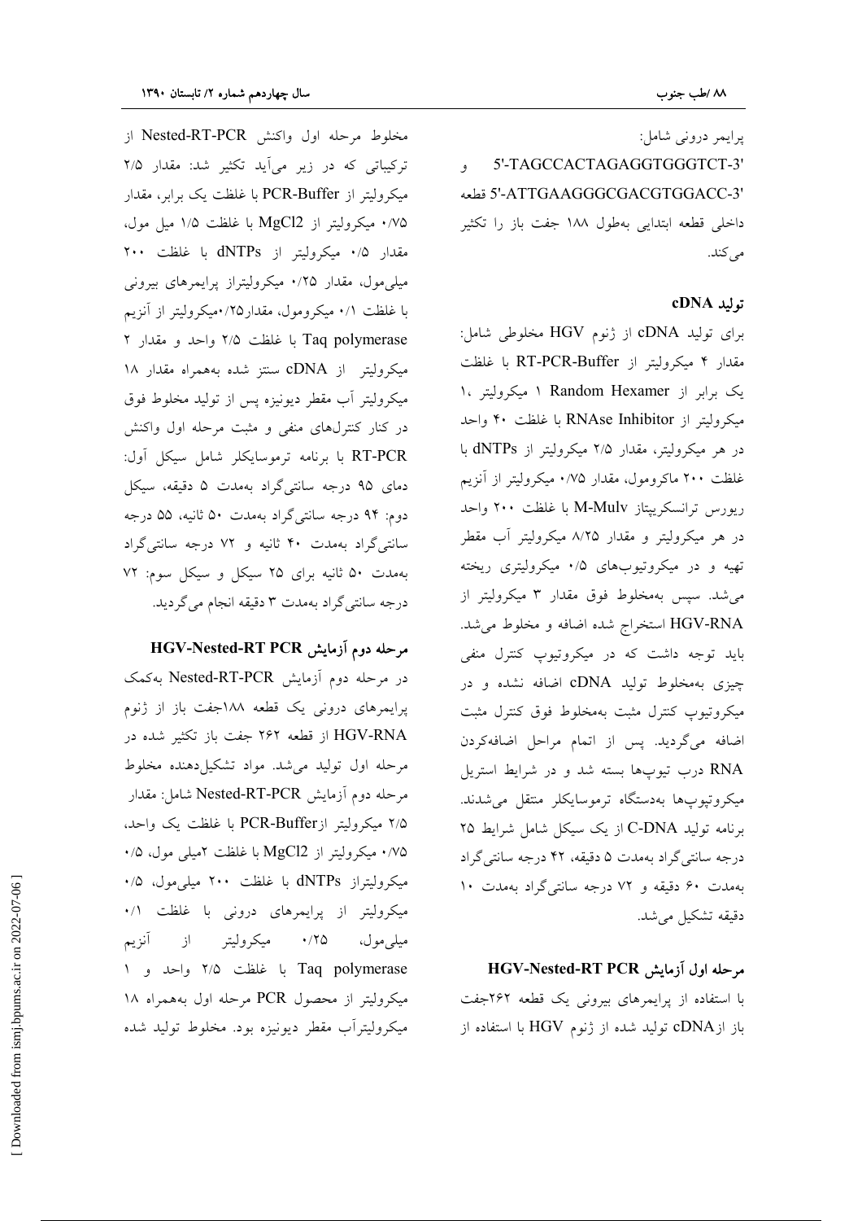پرایمر درونی شامل:

5'-TAGCCACTAGAGGTGGGTCT-3' و 5'-ATTGAAGGGCGACGTGGACC-3' قطعه داخلی قطعه ابتدایی به‌طول ۱۸۸ جفت باز را تکثیر می‌کند.

### تولید cDNA

برای تولید cDNA از ژنوم HGV مخلوطی شامل: مقدار ۴ میکرولیتر از RT-PCR-Buffer با غلظت یک برابر از Random Hexamer ۱ میکرولیتر ،۱ میکرولیتر از RNAse Inhibitor با غلظت ۴۰ واحد در هر میکرولیتر، مقدار ۲/۵ میکرولیتر از dNTPs با غلظت ۲۰۰ ماکرومول، مقدار ۰/۷۵ میکرولیتر از آنزیم ریورس ترانسکریپتاز M-Mulv با غلظت ۲۰۰ واحد در هر میکرولیتر و مقدار ۸/۲۵ میکرولیتر آب مقطر تهیه و در میکروتیوب‌های ۰/۵ میکرولیتری ریخته می‌شد. سپس به‌مخلوط فوق مقدار ۳ میکرولیتر از HGV-RNA استخراج شده اضافه و مخلوط می‌شد. باید توجه داشت که در میکروتیوپ کنترل منفی چیزی به‌مخلوط تولید cDNA اضافه نشده و در میکروتیوپ کنترل مثبت به‌مخلوط فوق کنترل مثبت اضافه می‌گردید. پس از اتمام مراحل اضافه‌کردن RNA درب تیوپ‌ها بسته شد و در شرایط استریل میکروتیوپ‌ها به‌دستگاه ترموسایکلر منتقل می‌شدند. برنامه تولید C-DNA از یک سیکل شامل شرایط ۲۵ درجه سانتی‌گراد به‌مدت ۵ دقیقه، ۴۲ درجه سانتی‌گراد به‌مدت ۶۰ دقیقه و ۷۲ درجه سانتی‌گراد به‌مدت ۱۰ دقیقه تشکیل می‌شد.

### مرحله اول آزمایش HGV-Nested-RT PCR

با استفاده از پرایمرهای بیرونی یک قطعه ۲۶۲جفت باز ازcDNA تولید شده از ژنوم HGV با استفاده از مخلوط مرحله اول واکنش Nested-RT-PCR از ترکیباتی که در زیر می‌آید تکثیر شد: مقدار ۲/۵ میکرولیتر از PCR-Buffer با غلظت یک برابر، مقدار ۰/۷۵ میکرولیتر از MgCl2 با غلظت ۱/۵ میل مول، مقدار ۰/۵ میکرولیتر از dNTPs با غلظت ۲۰۰ میلی‌مول، مقدار ۰/۲۵ میکرولیتراز پرایمرهای بیرونی با غلظت ۰/۱ میکرومول، مقدار۰/۲۵میکرولیتر از آنزیم Taq polymerase با غلظت ۲/۵ واحد و مقدار ۲ میکرولیتر از cDNA سنتز شده به‌همراه مقدار ۱۸ میکرولیتر آب مقطر دیونیزه پس از تولید مخلوط فوق در کنار کنترل‌های منفی و مثبت مرحله اول واکنش RT-PCR با برنامه ترموسایکلر شامل سیکل اول: دمای ۹۵ درجه سانتی‌گراد به‌مدت ۵ دقیقه، سیکل دوم: ۹۴ درجه سانتی‌گراد به‌مدت ۵۰ ثانیه، ۵۵ درجه سانتی‌گراد به‌مدت ۴۰ ثانیه و ۷۲ درجه سانتی‌گراد به‌مدت ۵۰ ثانیه برای ۲۵ سیکل و سیکل سوم: ۷۲ درجه سانتی‌گراد به‌مدت ۳ دقیقه انجام می‌گردید.

### مرحله دوم آزمایش HGV-Nested-RT PCR

در مرحله دوم آزمایش Nested-RT-PCR به‌کمک پرایمرهای درونی یک قطعه ۱۸۸جفت باز از ژنوم HGV-RNA از قطعه ۲۶۲ جفت باز تکثیر شده در مرحله اول تولید می‌شد. مواد تشکیل‌دهنده مخلوط مرحله دوم آزمایش Nested-RT-PCR شامل: مقدار ۲/۵ میکرولیتر ازPCR-Buffer با غلظت یک واحد، ۰/۷۵ میکرولیتر از MgCl2 با غلظت ۲میلی مول، ۰/۵ میکرولیتراز dNTPs با غلظت ۲۰۰ میلی‌مول، ۰/۵ میکرولیتر از پرایمرهای درونی با غلظت ۰/۱ میلی‌مول، ۰/۲۵ میکرولیتر از آنزیم Taq polymerase با غلظت ۲/۵ واحد و ۱ میکرولیتر از محصول PCR مرحله اول به‌همراه ۱۸ میکرولیترآب مقطر دیونیزه بود. مخلوط تولید شده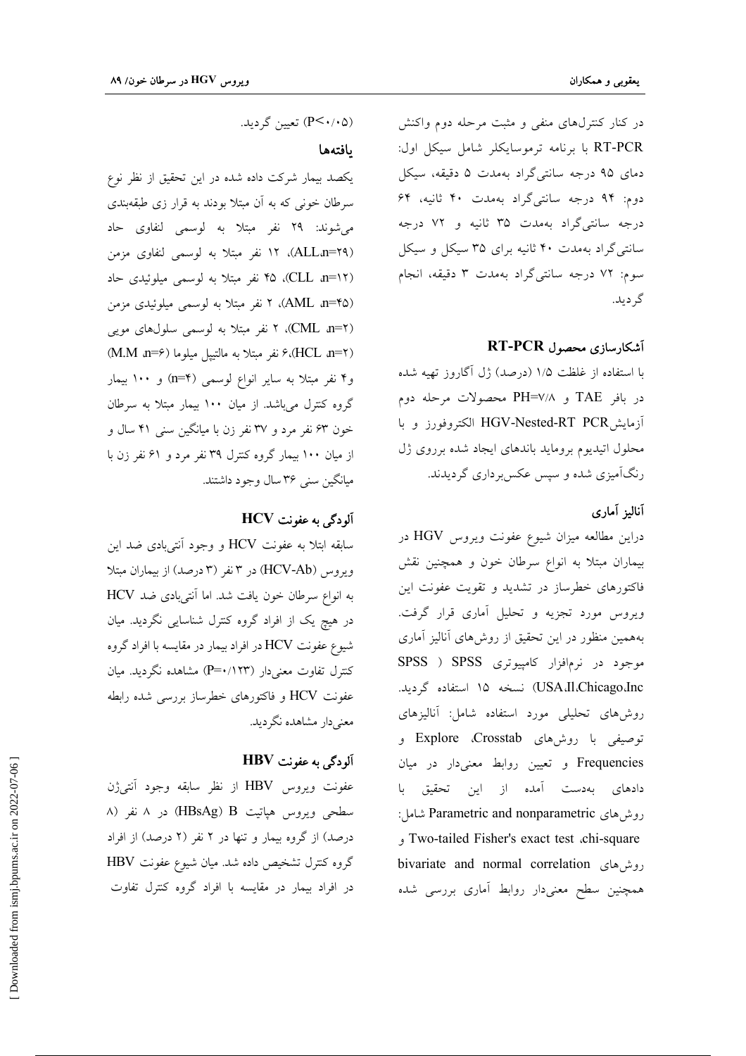در کنار کنترل‌های منفی و مثبت مرحله دوم واکنش RT-PCR با برنامه ترموسایکلر شامل سیکل اول: دمای ۹۵ درجه سانتی‌گراد به‌مدت ۵ دقیقه، سیکل دوم: ۹۴ درجه سانتی‌گراد به‌مدت ۴۰ ثانیه، ۶۴ درجه سانتی‌گراد به‌مدت ۳۵ ثانیه و ۷۲ درجه سانتی‌گراد به‌مدت ۴۰ ثانیه برای ۳۵ سیکل و سیکل سوم: ۷۲ درجه سانتی‌گراد به‌مدت ۳ دقیقه، انجام گردید.

### آشکارسازی محصول RT-PCR

با استفاده از غلظت ۱/۵ (درصد) ژل آگاروز تهیه شده در بافر TAE و PH=۷/۸ محصولات مرحله دوم آزمایش HGV-Nested-RT PCR الکتروفورز و با محلول اتیدیوم بروماید باندهای ایجاد شده برروی ژل رنگ‌آمیزی شده و سپس عکس‌برداری گردیدند.

### آنالیز آماری

دراین مطالعه میزان شیوع عفونت ویروس HGV در بیماران مبتلا به انواع سرطان خون و همچنین نقش فاکتورهای خطرساز در تشدید و تقویت عفونت این ویروس مورد تجزیه و تحلیل آماری قرار گرفت. به‌همین منظور در این تحقیق از روش‌های آنالیز آماری موجود در نرم‌افزار کامپیوتری SPSS ( SPSS USA،Il،Chicago،Inc) نسخه ۱۵ استفاده گردید. روش‌های تحلیلی مورد استفاده شامل: آنالیزهای توصیفی با روش‌های Crosstab، Explore و Frequencies و تعیین روابط معنی‌دار در میان داده‌های به‌دست آمده از این تحقیق با روش‌های Parametric and nonparametric شامل: chi-square، Two-tailed Fisher's exact test و روش‌های bivariate and normal correlation همچنین سطح معنی‌دار روابط آماری بررسی شده ($P<0.05$) تعیین گردید.

## یافته‌ها

یکصد بیمار شرکت داده شده در این تحقیق از نظر نوع سرطان خونی که به آن مبتلا بودند به قرار زی طبقه‌بندی می‌شوند: ۲۹ نفر مبتلا به لوسمی لنفاوی حاد (ALL،n=۲۹)، ۱۲ نفر مبتلا به لوسمی لنفاوی مزمن (CLL ،n=۱۲)، ۴۵ نفر مبتلا به لوسمی میلوئیدی حاد (AML ،n=۴۵)، ۲ نفر مبتلا به لوسمی میلوئیدی مزمن (CML ،n=۲)، ۲ نفر مبتلا به لوسمی سلول‌های مویی (HCL ،n=۲)،۶ نفر مبتلا به مالتیپل میلوما (M.M ،n=۶) و۴ نفر مبتلا به سایر انواع لوسمی (n=۴) و ۱۰۰ بیمار گروه کنترل می‌باشد. از میان ۱۰۰ بیمار مبتلا به سرطان خون ۶۳ نفر مرد و ۳۷ نفر زن با میانگین سنی ۴۱ سال و از میان ۱۰۰ بیمار گروه کنترل ۳۹ نفر مرد و ۶۱ نفر زن با میانگین سنی ۳۶ سال وجود داشتند.

### آلودگی به عفونت HCV

سابقه ابتلا به عفونت HCV و وجود آنتی‌بادی ضد این ویروس (HCV-Ab) در ۳ نفر (۳ درصد) از بیماران مبتلا به انواع سرطان خون یافت شد. اما آنتی‌بادی ضد HCV در هیچ یک از افراد گروه کنترل شناسایی نگردید. میان شیوع عفونت HCV در افراد بیمار در مقایسه با افراد گروه کنترل تفاوت معنی‌دار (P=۰/۱۲۳) مشاهده نگردید. میان عفونت HCV و فاکتورهای خطرساز بررسی شده رابطه معنی‌دار مشاهده نگردید.

### آلودگی به عفونت HBV

عفونت ویروس HBV از نظر سابقه وجود آنتی‌ژن سطحی ویروس هپاتیت B (HBsAg) در ۸ نفر (۸ درصد) از گروه بیمار و تنها در ۲ نفر (۲ درصد) از افراد گروه کنترل تشخیص داده شد. میان شیوع عفونت HBV در افراد بیمار در مقایسه با افراد گروه کنترل تفاوت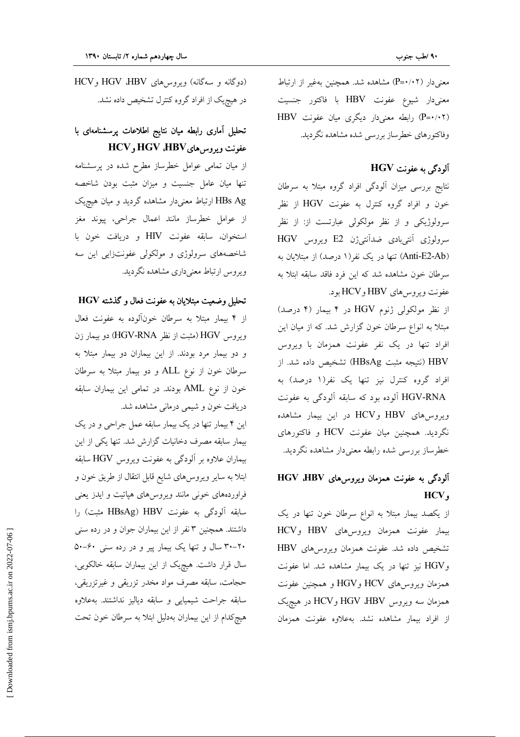معنی‌دار (P=۰/۰۲) مشاهده شد. همچنین به‌غیر از ارتباط معنی‌دار شیوع عفونت HBV با فاکتور جنسیت (P=۰/۰۲) رابطه معنی‌دار دیگری میان عفونت HBV وفاکتورهای خطرساز بررسی شده مشاهده نگردید.

### آلودگی به عفونت HGV

نتایج بررسی میزان آلودگی افراد گروه مبتلا به سرطان خون و افراد گروه کنترل به عفونت HGV از نظر سرولوژیکی و از نظر مولکولی عبارتست از: از نظر سرولوژی آنتی‌بادی ضدآنتی‌ژن E2 ویروس HGV (Anti-E2-Ab) تنها در یک نفر(۱ درصد) از مبتلایان به سرطان خون مشاهده شد که این فرد فاقد سابقه ابتلا به عفونت ویروس‌های HBV و HCV بود.

از نظر مولکولی ژنوم HGV در ۴ بیمار (۴ درصد) مبتلا به انواع سرطان خون گزارش شد. که از میان این افراد تنها در یک نفر عفونت همزمان با ویروس HBV (نتیجه مثبت HBsAg) تشخیص داده شد. از افراد گروه کنترل نیز تنها یک نفر(۱ درصد) به HGV-RNA آلوده بود که سابقه آلودگی به عفونت ویروس‌های HBV و HCV در این بیمار مشاهده نگردید. همچنین میان عفونت HCV و فاکتورهای خطرساز بررسی شده رابطه معنی‌دار مشاهده نگردید.

### آلودگی به عفونت همزمان ویروس‌های HBV، HGV و HCV

از یکصد بیمار مبتلا به انواع سرطان خون تنها در یک بیمار عفونت همزمان ویروس‌های HBV و HCV تشخیص داده شد. عفونت همزمان ویروس‌های HBV و HGV نیز تنها در یک بیمار مشاهده شد. اما عفونت همزمان ویروس‌های HCV و HGV و همچنین عفونت همزمان سه ویروس HBV، HGV و HCV در هیچ‌یک از افراد بیمار مشاهده نشد. به‌علاوه عفونت همزمان (دوگانه و سه‌گانه) ویروس‌های HBV، HGV و HCV در هیچ‌یک از افراد گروه کنترل تشخیص داده نشد.

### تحلیل آماری رابطه میان نتایج اطلاعات پرسشنامه‌ای با عفونت ویروس‌های HBV، HGV و HCV

از میان تمامی عوامل خطرساز مطرح شده در پرسشنامه تنها میان عامل جنسیت و میزان مثبت بودن شاخصه HBs Ag ارتباط معنی‌دار مشاهده گردید و میان هیچ‌یک از عوامل خطرساز مانند اعمال جراحی، پیوند مغز استخوان، سابقه عفونت HIV و دریافت خون با شاخصه‌های سرولوژی و مولکولی عفونت‌زایی این سه ویروس ارتباط معنی‌داری مشاهده نگردید.

### تحلیل وضعیت مبتلایان به عفونت فعال و گذشته HGV

از ۴ بیمار مبتلا به سرطان خون‌آلوده به عفونت فعال ویروس HGV (مثبت از نظر HGV-RNA) دو بیمار زن و دو بیمار مرد بودند. از این بیماران دو بیمار مبتلا به سرطان خون از نوع ALL و دو بیمار مبتلا به سرطان خون از نوع AML بودند. در تمامی این بیماران سابقه دریافت خون و شیمی درمانی مشاهده شد.

این ۴ بیمار تنها در یک بیمار سابقه عمل جراحی و در یک بیمار سابقه مصرف دخانیات گزارش شد. تنها یکی از این بیماران علاوه بر آلودگی به عفونت ویروس HGV سابقه ابتلا به سایر ویروس‌های شایع قابل انتقال از طریق خون و فراورده‌های خونی مانند ویروس‌های هپاتیت و ایدز یعنی سابقه آلودگی به عفونت HBV (HBsAg مثبت) را داشتند. همچنین ۳ نفر از این بیماران جوان و در رده سنی ۲۰-۳۰ سال و تنها یک بیمار پیر و در رده سنی ۶۰-۵۰ سال قرار داشت. هیچ‌یک از این بیماران سابقه خالکوبی، حجامت، سابقه مصرف مواد مخدر تزریقی و غیرتزریقی، سابقه جراحت شیمیایی و سابقه دیالیز نداشتند. به‌علاوه هیچ‌کدام از این بیماران به‌دلیل ابتلا به سرطان خون تحت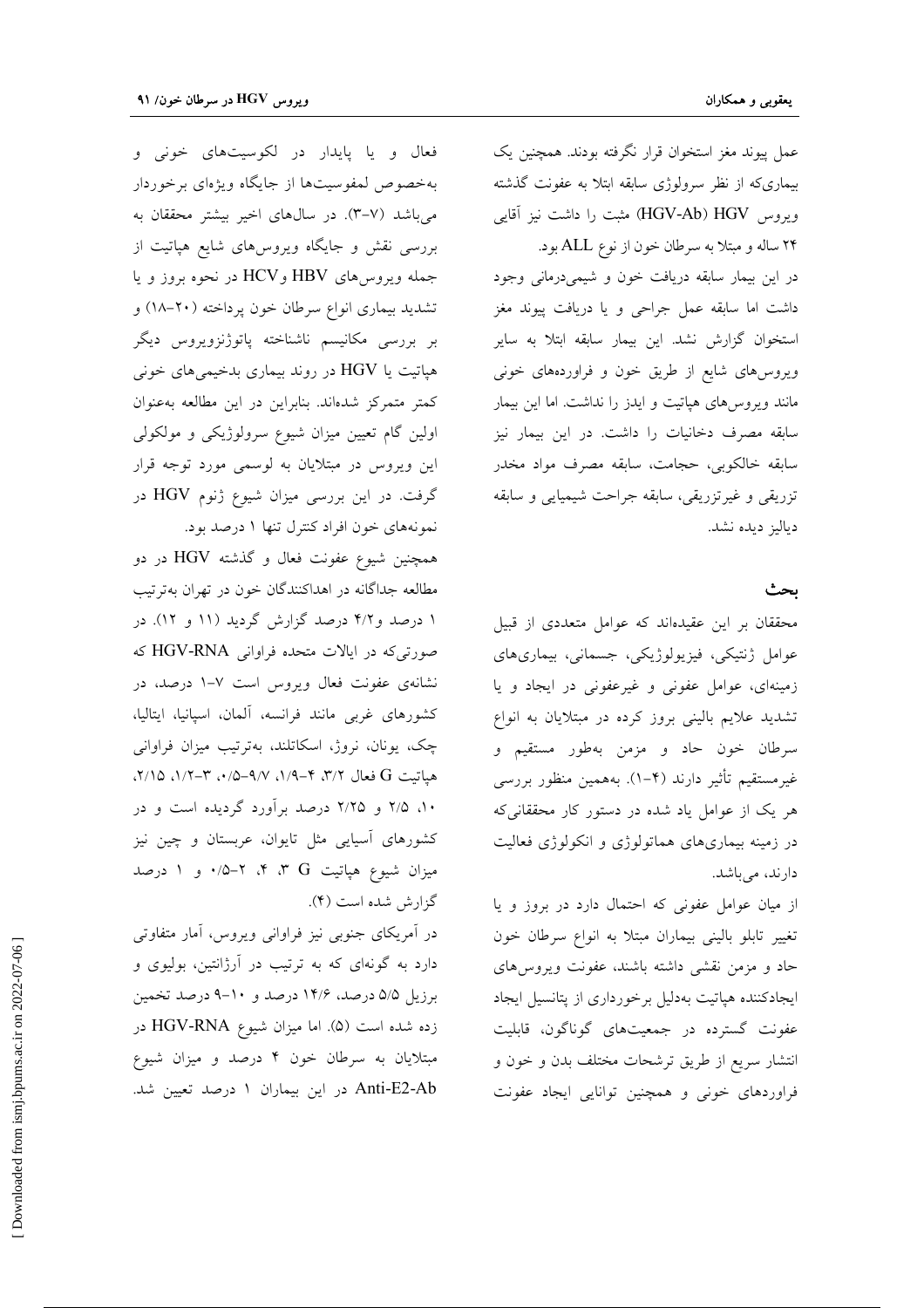عمل پیوند مغز استخوان قرار نگرفته بودند. همچنین یک بیماری‌که از نظر سرولوژی سابقه ابتلا به عفونت گذشته ویروس HGV (HGV-Ab) مثبت را داشت نیز آقایی ۲۴ ساله و مبتلا به سرطان خون از نوع ALL بود.

در این بیمار سابقه دریافت خون و شیمی‌درمانی وجود داشت اما سابقه عمل جراحی و یا دریافت پیوند مغز استخوان گزارش نشد. این بیمار سابقه ابتلا به سایر ویروس‌های شایع از طریق خون و فراورده‌های خونی مانند ویروس‌های هپاتیت و ایدز را نداشت. اما این بیمار سابقه مصرف دخانیات را داشت. در این بیمار نیز سابقه خالکوبی، حجامت، سابقه مصرف مواد مخدر تزریقی و غیرتزریقی، سابقه جراحت شیمیایی و سابقه دیالیز دیده نشد.

## بحث

محققان بر این عقیده‌اند که عوامل متعددی از قبیل عوامل ژنتیکی، فیزیولوژیکی، جسمانی، بیماری‌های زمینه‌ای، عوامل عفونی و غیرعفونی در ایجاد و یا تشدید علایم بالینی بروز کرده در مبتلایان به انواع سرطان خون حاد و مزمن به‌طور مستقیم و غیرمستقیم تأثیر دارند (۴-۱). به‌همین منظور بررسی هر یک از عوامل یاد شده در دستور کار محققانی‌که در زمینه بیماری‌های هماتولوژی و انکولوژی فعالیت دارند، می‌باشد.

از میان عوامل عفونی که احتمال دارد در بروز و یا تغییر تابلو بالینی بیماران مبتلا به انواع سرطان خون حاد و مزمن نقشی داشته باشند، عفونت ویروس‌های ایجادکننده هپاتیت به‌دلیل برخورداری از پتانسیل ایجاد عفونت گسترده در جمعیت‌های گوناگون، قابلیت انتشار سریع از طریق ترشحات مختلف بدن و خون و فراورده‌های خونی و همچنین توانایی ایجاد عفونت فعال و یا پایدار در لکوسیت‌های خونی و به‌خصوص لمفوسیت‌ها از جایگاه ویژه‌ای برخوردار می‌باشد (۷-۳). در سال‌های اخیر بیشتر محققان به بررسی نقش و جایگاه ویروس‌های شایع هپاتیت از جمله ویروس‌های HBV وHCV در نحوه بروز و یا تشدید بیماری انواع سرطان خون پرداخته (۲۰-۱۸) و بر بررسی مکانیسم ناشناخته پاتوژنزویروس دیگر هپاتیت یا HGV در روند بیماری بدخیمی‌های خونی کمتر متمرکز شده‌اند. بنابراین در این مطالعه به‌عنوان اولین گام تعیین میزان شیوع سرولوژیکی و مولکولی این ویروس در مبتلایان به لوسمی مورد توجه قرار گرفت. در این بررسی میزان شیوع ژنوم HGV در نمونه‌های خون افراد کنترل تنها ۱ درصد بود.

همچنین شیوع عفونت فعال و گذشته HGV در دو مطالعه جداگانه در اهداکنندگان خون در تهران به‌ترتیب ۱ درصد و۴/۲ درصد گزارش گردید (۱۱ و ۱۲). در صورتی‌که در ایالات متحده فراوانی HGV-RNA که نشانه‌ی عفونت فعال ویروس است ۷-۱ درصد، در کشورهای غربی مانند فرانسه، آلمان، اسپانیا، ایتالیا، چک، یونان، نروژ، اسکاتلند، به‌ترتیب میزان فراوانی هپاتیت G فعال ۳/۲، ۴-۱/۹، ۹/۷-۰/۵، ۳-۱/۲، ۲/۱۵، ۱۰، ۲/۵ و ۲/۲۵ درصد برآورد گردیده است و در کشورهای آسیایی مثل تایوان، عربستان و چین نیز میزان شیوع هپاتیت G ۳، ۴، ۲-۰/۵ و ۱ درصد گزارش شده است (۴).

در آمریکای جنوبی نیز فراوانی ویروس، آمار متفاوتی دارد به گونه‌ای که به ترتیب در آرژانتین، بولیوی و برزیل ۵/۵ درصد، ۱۴/۶ درصد و ۱۰-۹ درصد تخمین زده شده است (۵). اما میزان شیوع HGV-RNA در مبتلایان به سرطان خون ۴ درصد و میزان شیوع Anti-E2-Ab در این بیماران ۱ درصد تعیین شد.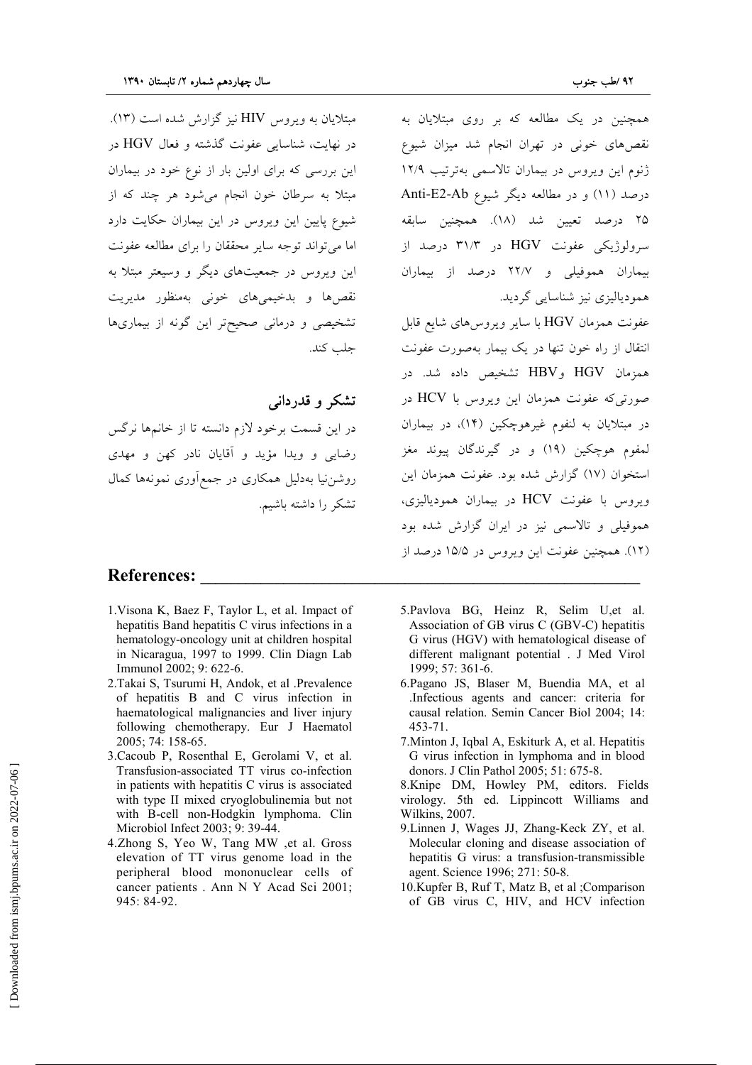همچنین در یک مطالعه که بر روی مبتلایان به نقص‌های خونی در تهران انجام شد میزان شیوع ژنوم این ویروس در بیماران تالاسمی به‌ترتیب ۱۲/۹ درصد (۱۱) و در مطالعه دیگر شیوع Anti-E2-Ab ۲۵ درصد تعیین شد (۱۸). همچنین سابقه سرولوژیکی عفونت HGV در ۳۱/۳ درصد از بیماران هموفیلی و ۲۲/۷ درصد از بیماران همودیالیزی نیز شناسایی گردید.

عفونت همزمان HGV با سایر ویروس‌های شایع قابل انتقال از راه خون تنها در یک بیمار به‌صورت عفونت همزمان HGV وHBV تشخیص داده شد. در صورتی‌که عفونت همزمان این ویروس با HCV در در مبتلایان به لنفوم غیرهوچکین (۱۴)، در بیماران لمفوم هوچکین (۱۹) و در گیرندگان پیوند مغز استخوان (۱۷) گزارش شده بود. عفونت همزمان این ویروس با عفونت HCV در بیماران همودیالیزی، هموفیلی و تالاسمی نیز در ایران گزارش شده بود (۱۲). همچنین عفونت این ویروس در ۱۵/۵ درصد از مبتلایان به ویروس HIV نیز گزارش شده است (۱۳).

در نهایت، شناسایی عفونت گذشته و فعال HGV در این بررسی که برای اولین بار از نوع خود در بیماران مبتلا به سرطان خون انجام می‌شود هر چند که از شیوع پایین این ویروس در این بیماران حکایت دارد اما می‌تواند توجه سایر محققان را برای مطالعه عفونت این ویروس در جمعیت‌های دیگر و وسیعتر مبتلا به نقص‌ها و بدخیمی‌های خونی به‌منظور مدیریت تشخیصی و درمانی صحیح‌تر این گونه از بیماری‌ها جلب کند.

## تشکر و قدردانی

در این قسمت برخود لازم دانسته تا از خانم‌ها نرگس رضایی و ویدا مؤید و آقایان نادر کهن و مهدی روشن‌نیا به‌دلیل همکاری در جمع‌آوری نمونه‌ها کمال تشکر را داشته باشیم.

## References:

1. Visona K, Baez F, Taylor L, et al. Impact of hepatitis Band hepatitis C virus infections in a hematology-oncology unit at children hospital in Nicaragua, 1997 to 1999. Clin Diagn Lab Immunol 2002; 9: 622-6.
2. Takai S, Tsurumi H, Andok, et al .Prevalence of hepatitis B and C virus infection in haematological malignancies and liver injury following chemotherapy. Eur J Haematol 2005; 74: 158-65.
3. Cacoub P, Rosenthal E, Gerolami V, et al. Transfusion-associated TT virus co-infection in patients with hepatitis C virus is associated with type II mixed cryoglobulinemia but not with B-cell non-Hodgkin lymphoma. Clin Microbiol Infect 2003; 9: 39-44.
4. Zhong S, Yeo W, Tang MW ,et al. Gross elevation of TT virus genome load in the peripheral blood mononuclear cells of cancer patients . Ann N Y Acad Sci 2001; 945: 84-92.
5. Pavlova BG, Heinz R, Selim U,et al. Association of GB virus C (GBV-C) hepatitis G virus (HGV) with hematological disease of different malignant potential . J Med Virol 1999; 57: 361-6.
6. Pagano JS, Blaser M, Buendia MA, et al .Infectious agents and cancer: criteria for causal relation. Semin Cancer Biol 2004; 14: 453-71.
7. Minton J, Iqbal A, Eskiturk A, et al. Hepatitis G virus infection in lymphoma and in blood donors. J Clin Pathol 2005; 51: 675-8.
8. Knipe DM, Howley PM, editors. Fields virology. 5th ed. Lippincott Williams and Wilkins, 2007.
9. Linnen J, Wages JJ, Zhang-Keck ZY, et al. Molecular cloning and disease association of hepatitis G virus: a transfusion-transmissible agent. Science 1996; 271: 50-8.
10. Kupfer B, Ruf T, Matz B, et al ;Comparison of GB virus C, HIV, and HCV infection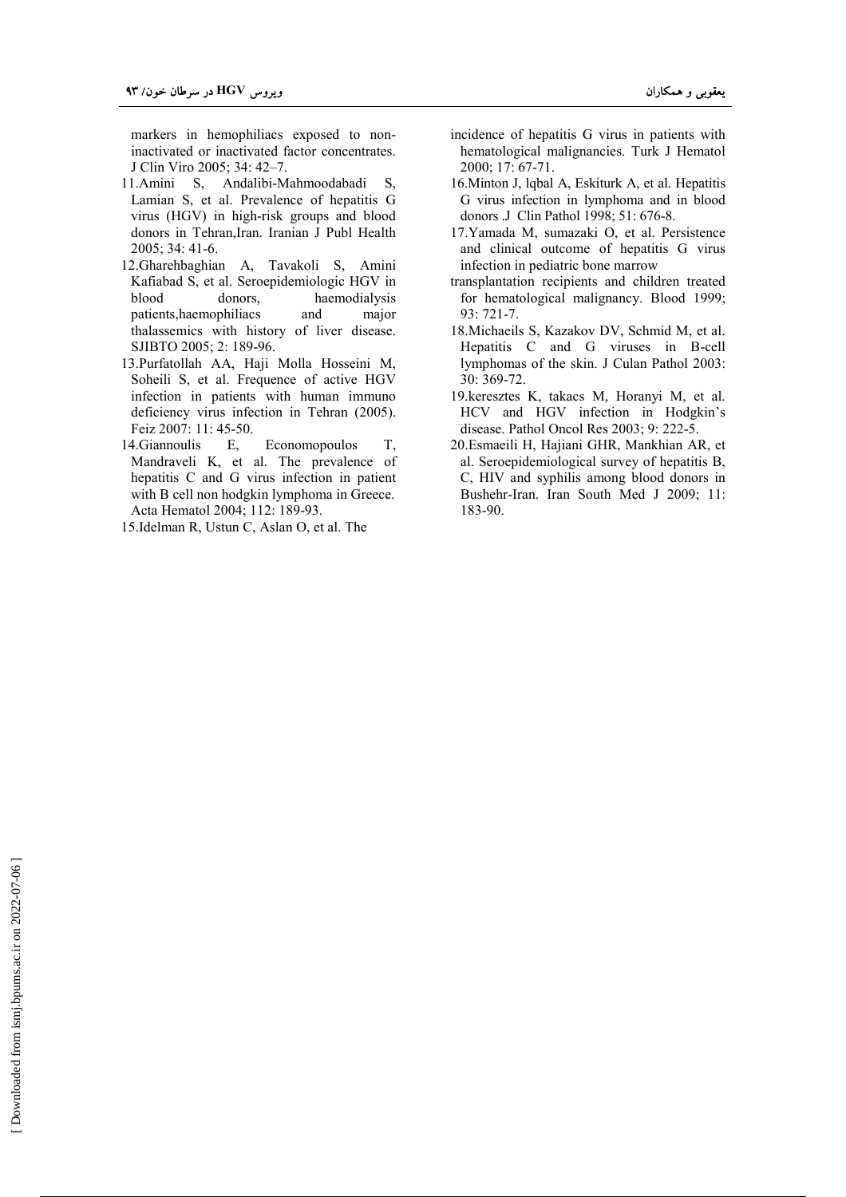markers in hemophiliacs exposed to non-inactivated or inactivated factor concentrates. J Clin Viro 2005; 34: 42–7.

11. Amini S, Andalibi-Mahmoodabadi S, Lamian S, et al. Prevalence of hepatitis G virus (HGV) in high-risk groups and blood donors in Tehran,Iran. Iranian J Publ Health 2005; 34: 41-6.
12. Gharehbaghian A, Tavakoli S, Amini Kafiabad S, et al. Seroepidemiologic HGV in blood donors, haemodialysis patients,haemophiliacs and major thalassemics with history of liver disease. SJIBTO 2005; 2: 189-96.
13. Purfatollah AA, Haji Molla Hosseini M, Soheili S, et al. Frequence of active HGV infection in patients with human immuno deficiency virus infection in Tehran (2005). Feiz 2007: 11: 45-50.
14. Giannoulis E, Economopoulos T, Mandraveli K, et al. The prevalence of hepatitis C and G virus infection in patient with B cell non hodgkin lymphoma in Greece. Acta Hematol 2004; 112: 189-93.
15. Idelman R, Ustun C, Aslan O, et al. The incidence of hepatitis G virus in patients with hematological malignancies. Turk J Hematol 2000; 17: 67-71.
16. Minton J, lqbal A, Eskiturk A, et al. Hepatitis G virus infection in lymphoma and in blood donors .J Clin Pathol 1998; 51: 676-8.
17. Yamada M, sumazaki O, et al. Persistence and clinical outcome of hepatitis G virus infection in pediatric bone marrow transplantation recipients and children treated for hematological malignancy. Blood 1999; 93: 721-7.
18. Michaeils S, Kazakov DV, Schmid M, et al. Hepatitis C and G viruses in B-cell lymphomas of the skin. J Culan Pathol 2003: 30: 369-72.
19. keresztes K, takacs M, Horanyi M, et al. HCV and HGV infection in Hodgkin's disease. Pathol Oncol Res 2003; 9: 222-5.
20. Esmaeili H, Hajiani GHR, Mankhian AR, et al. Seroepidemiological survey of hepatitis B, C, HIV and syphilis among blood donors in Bushehr-Iran. Iran South Med J 2009; 11: 183-90.